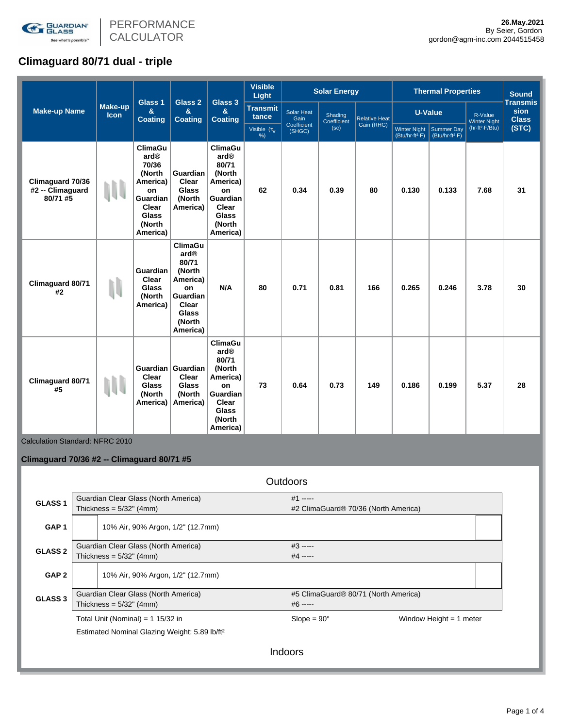PERFORMANCE CALCULATOR

**26.May.2021**
By Seier, Gordon
gordon@agm-inc.com 2044515458

# Climaguard 80/71 dual - triple

| Make-up Name | Make-up Icon | Glass 1 & Coating | Glass 2 & Coating | Glass 3 & Coating | Visible Light Transmittance | Solar Energy | | | Thermal Properties | | | Sound Transmission Class (STC) |
|---|---|---|---|---|---|---|---|---|---|---|---|---|
| | | | | | Visible ($\tau_v$ %) | Solar Heat Gain Coefficient (SHGC) | Shading Coefficient (sc) | Relative Heat Gain (RHG) | U-Value Winter Night (Btu/hr·ft²·F) | U-Value Summer Day (Btu/hr·ft²·F) | R-Value Winter Night (hr·ft²·F/Btu) | |
| Climaguard 70/36 #2 -- Climaguard 80/71 #5 | | ClimaGuard® 70/36 (North America) on Guardian Clear Glass (North America) | Guardian Clear Glass (North America) | ClimaGuard® 80/71 (North America) on Guardian Clear Glass (North America) | 62 | 0.34 | 0.39 | 80 | 0.130 | 0.133 | 7.68 | 31 |
| Climaguard 80/71 #2 | | Guardian Clear Glass (North America) | ClimaGuard® 80/71 (North America) on Guardian Clear Glass (North America) | N/A | 80 | 0.71 | 0.81 | 166 | 0.265 | 0.246 | 3.78 | 30 |
| Climaguard 80/71 #5 | | Guardian Clear Glass (North America) | Guardian Clear Glass (North America) | ClimaGuard® 80/71 (North America) on Guardian Clear Glass (North America) | 73 | 0.64 | 0.73 | 149 | 0.186 | 0.199 | 5.37 | 28 |

Calculation Standard: NFRC 2010

**Climaguard 70/36 #2 -- Climaguard 80/71 #5**

Outdoors

| | | |
|---|---|---|
| **GLASS 1** | Guardian Clear Glass (North America)<br>Thickness = 5/32" (4mm) | #1 -----<br>#2 ClimaGuard® 70/36 (North America) |
| **GAP 1** | 10% Air, 90% Argon, 1/2" (12.7mm) | |
| **GLASS 2** | Guardian Clear Glass (North America)<br>Thickness = 5/32" (4mm) | #3 -----<br>#4 ----- |
| **GAP 2** | 10% Air, 90% Argon, 1/2" (12.7mm) | |
| **GLASS 3** | Guardian Clear Glass (North America)<br>Thickness = 5/32" (4mm) | #5 ClimaGuard® 80/71 (North America)<br>#6 ----- |

Total Unit (Nominal) = 1 15/32 in | Slope = 90° | Window Height = 1 meter

Estimated Nominal Glazing Weight: 5.89 lb/ft²

Indoors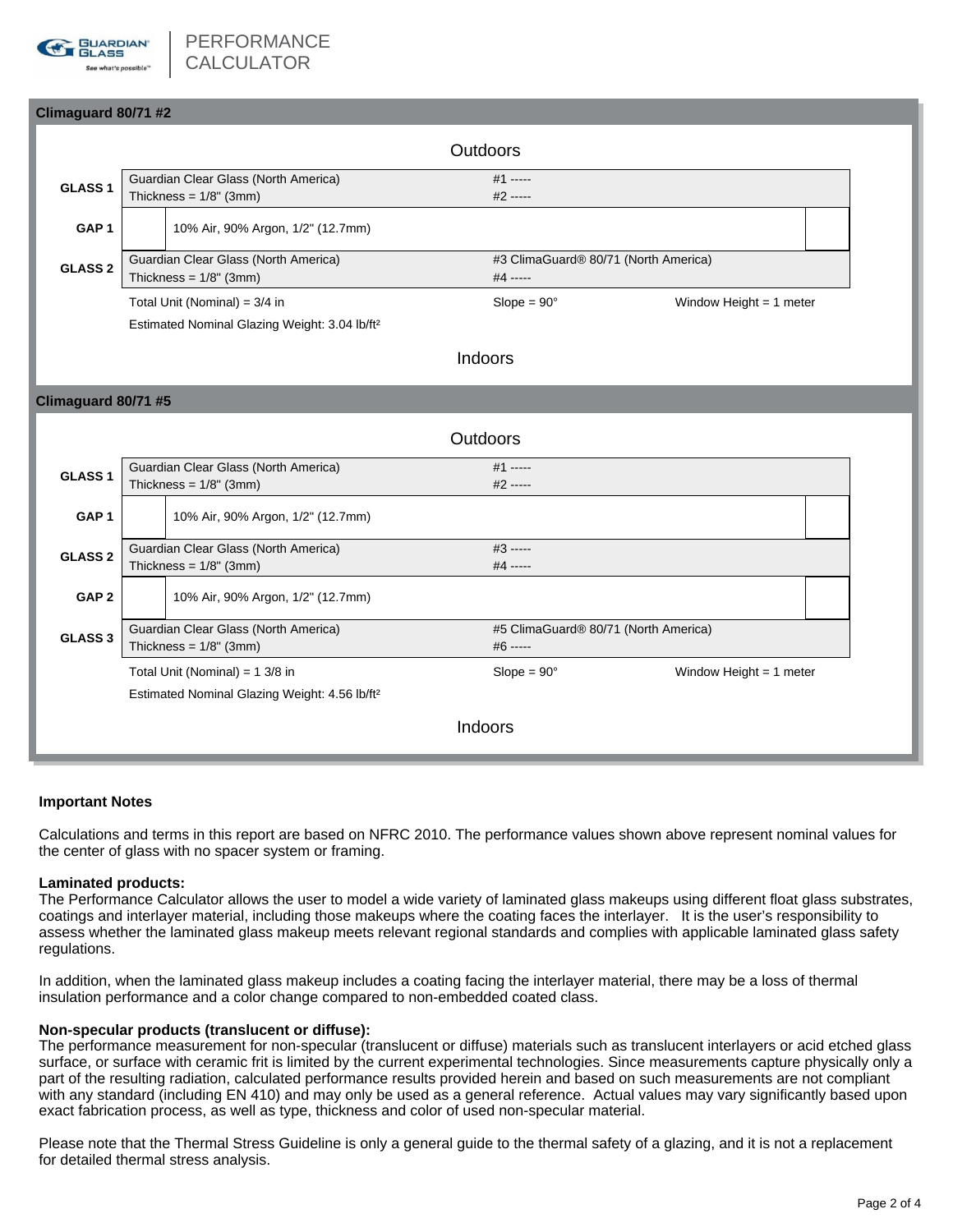## Climaguard 80/71 #2

Outdoors

| | | |
|---|---|---|
| **GLASS 1** | Guardian Clear Glass (North America)<br>Thickness = 1/8" (3mm) | #1 -----<br>#2 ----- |
| **GAP 1** | 10% Air, 90% Argon, 1/2" (12.7mm) | |
| **GLASS 2** | Guardian Clear Glass (North America)<br>Thickness = 1/8" (3mm) | #3 ClimaGuard® 80/71 (North America)<br>#4 ----- |

Total Unit (Nominal) = 3/4 in | Slope = 90° | Window Height = 1 meter

Estimated Nominal Glazing Weight: 3.04 lb/ft²

Indoors

## Climaguard 80/71 #5

Outdoors

| | | |
|---|---|---|
| **GLASS 1** | Guardian Clear Glass (North America)<br>Thickness = 1/8" (3mm) | #1 -----<br>#2 ----- |
| **GAP 1** | 10% Air, 90% Argon, 1/2" (12.7mm) | |
| **GLASS 2** | Guardian Clear Glass (North America)<br>Thickness = 1/8" (3mm) | #3 -----<br>#4 ----- |
| **GAP 2** | 10% Air, 90% Argon, 1/2" (12.7mm) | |
| **GLASS 3** | Guardian Clear Glass (North America)<br>Thickness = 1/8" (3mm) | #5 ClimaGuard® 80/71 (North America)<br>#6 ----- |

Total Unit (Nominal) = 1 3/8 in | Slope = 90° | Window Height = 1 meter

Estimated Nominal Glazing Weight: 4.56 lb/ft²

Indoors

### Important Notes

Calculations and terms in this report are based on NFRC 2010. The performance values shown above represent nominal values for the center of glass with no spacer system or framing.

**Laminated products:**
The Performance Calculator allows the user to model a wide variety of laminated glass makeups using different float glass substrates, coatings and interlayer material, including those makeups where the coating faces the interlayer. It is the user's responsibility to assess whether the laminated glass makeup meets relevant regional standards and complies with applicable laminated glass safety regulations.

In addition, when the laminated glass makeup includes a coating facing the interlayer material, there may be a loss of thermal insulation performance and a color change compared to non-embedded coated class.

**Non-specular products (translucent or diffuse):**
The performance measurement for non-specular (translucent or diffuse) materials such as translucent interlayers or acid etched glass surface, or surface with ceramic frit is limited by the current experimental technologies. Since measurements capture physically only a part of the resulting radiation, calculated performance results provided herein and based on such measurements are not compliant with any standard (including EN 410) and may only be used as a general reference. Actual values may vary significantly based upon exact fabrication process, as well as type, thickness and color of used non-specular material.

Please note that the Thermal Stress Guideline is only a general guide to the thermal safety of a glazing, and it is not a replacement for detailed thermal stress analysis.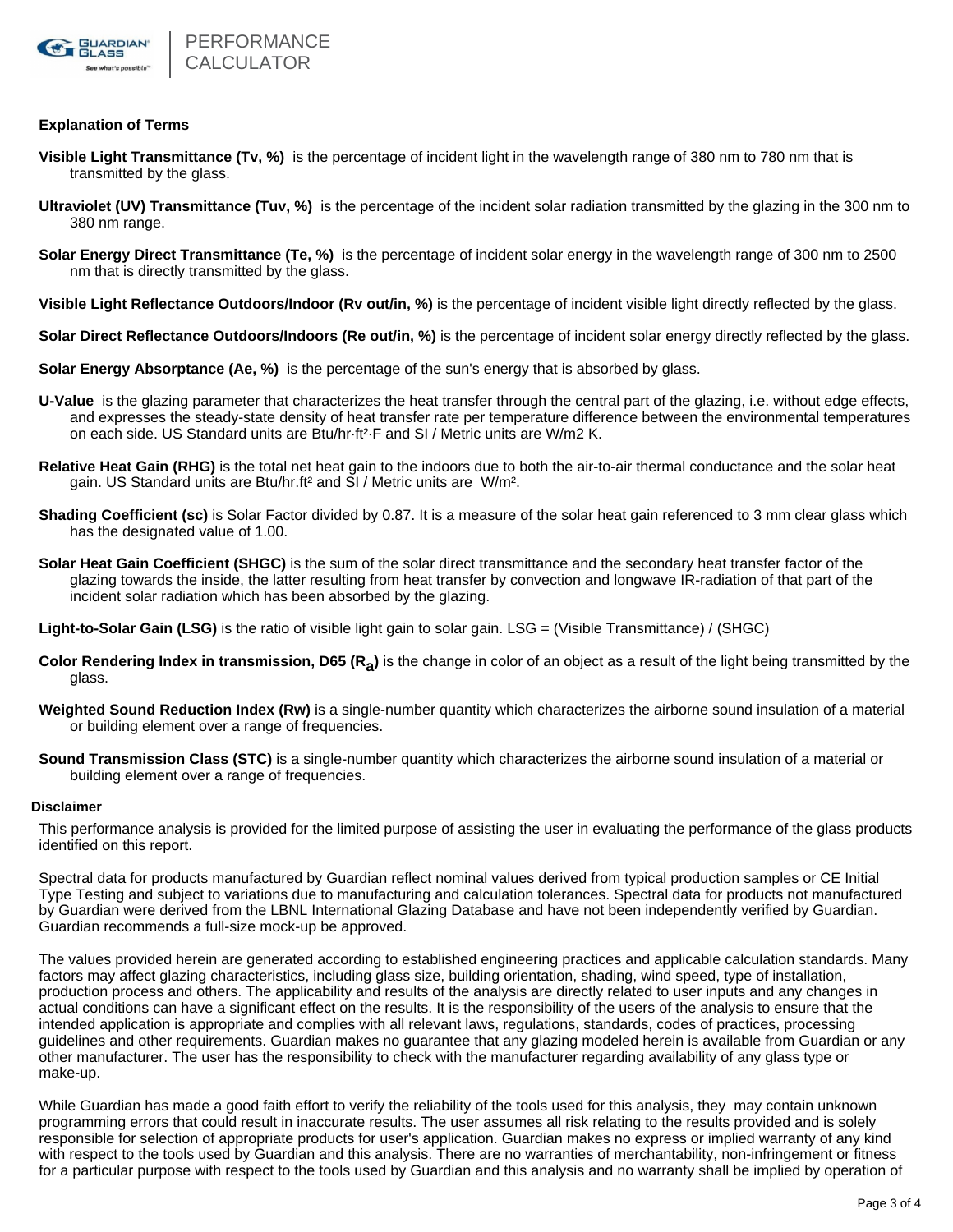## Explanation of Terms

**Visible Light Transmittance (Tv, %)** is the percentage of incident light in the wavelength range of 380 nm to 780 nm that is transmitted by the glass.

**Ultraviolet (UV) Transmittance (Tuv, %)** is the percentage of the incident solar radiation transmitted by the glazing in the 300 nm to 380 nm range.

**Solar Energy Direct Transmittance (Te, %)** is the percentage of incident solar energy in the wavelength range of 300 nm to 2500 nm that is directly transmitted by the glass.

**Visible Light Reflectance Outdoors/Indoor (Rv out/in, %)** is the percentage of incident visible light directly reflected by the glass.

**Solar Direct Reflectance Outdoors/Indoors (Re out/in, %)** is the percentage of incident solar energy directly reflected by the glass.

**Solar Energy Absorptance (Ae, %)** is the percentage of the sun's energy that is absorbed by glass.

**U-Value** is the glazing parameter that characterizes the heat transfer through the central part of the glazing, i.e. without edge effects, and expresses the steady-state density of heat transfer rate per temperature difference between the environmental temperatures on each side. US Standard units are Btu/hr·ft²·F and SI / Metric units are W/m2 K.

**Relative Heat Gain (RHG)** is the total net heat gain to the indoors due to both the air-to-air thermal conductance and the solar heat gain. US Standard units are Btu/hr.ft² and SI / Metric units are W/m².

**Shading Coefficient (sc)** is Solar Factor divided by 0.87. It is a measure of the solar heat gain referenced to 3 mm clear glass which has the designated value of 1.00.

**Solar Heat Gain Coefficient (SHGC)** is the sum of the solar direct transmittance and the secondary heat transfer factor of the glazing towards the inside, the latter resulting from heat transfer by convection and longwave IR-radiation of that part of the incident solar radiation which has been absorbed by the glazing.

**Light-to-Solar Gain (LSG)** is the ratio of visible light gain to solar gain. LSG = (Visible Transmittance) / (SHGC)

**Color Rendering Index in transmission, D65 ($R_a$)** is the change in color of an object as a result of the light being transmitted by the glass.

**Weighted Sound Reduction Index (Rw)** is a single-number quantity which characterizes the airborne sound insulation of a material or building element over a range of frequencies.

**Sound Transmission Class (STC)** is a single-number quantity which characterizes the airborne sound insulation of a material or building element over a range of frequencies.

## Disclaimer

This performance analysis is provided for the limited purpose of assisting the user in evaluating the performance of the glass products identified on this report.

Spectral data for products manufactured by Guardian reflect nominal values derived from typical production samples or CE Initial Type Testing and subject to variations due to manufacturing and calculation tolerances. Spectral data for products not manufactured by Guardian were derived from the LBNL International Glazing Database and have not been independently verified by Guardian. Guardian recommends a full-size mock-up be approved.

The values provided herein are generated according to established engineering practices and applicable calculation standards. Many factors may affect glazing characteristics, including glass size, building orientation, shading, wind speed, type of installation, production process and others. The applicability and results of the analysis are directly related to user inputs and any changes in actual conditions can have a significant effect on the results. It is the responsibility of the users of the analysis to ensure that the intended application is appropriate and complies with all relevant laws, regulations, standards, codes of practices, processing guidelines and other requirements. Guardian makes no guarantee that any glazing modeled herein is available from Guardian or any other manufacturer. The user has the responsibility to check with the manufacturer regarding availability of any glass type or make-up.

While Guardian has made a good faith effort to verify the reliability of the tools used for this analysis, they may contain unknown programming errors that could result in inaccurate results. The user assumes all risk relating to the results provided and is solely responsible for selection of appropriate products for user's application. Guardian makes no express or implied warranty of any kind with respect to the tools used by Guardian and this analysis. There are no warranties of merchantability, non-infringement or fitness for a particular purpose with respect to the tools used by Guardian and this analysis and no warranty shall be implied by operation of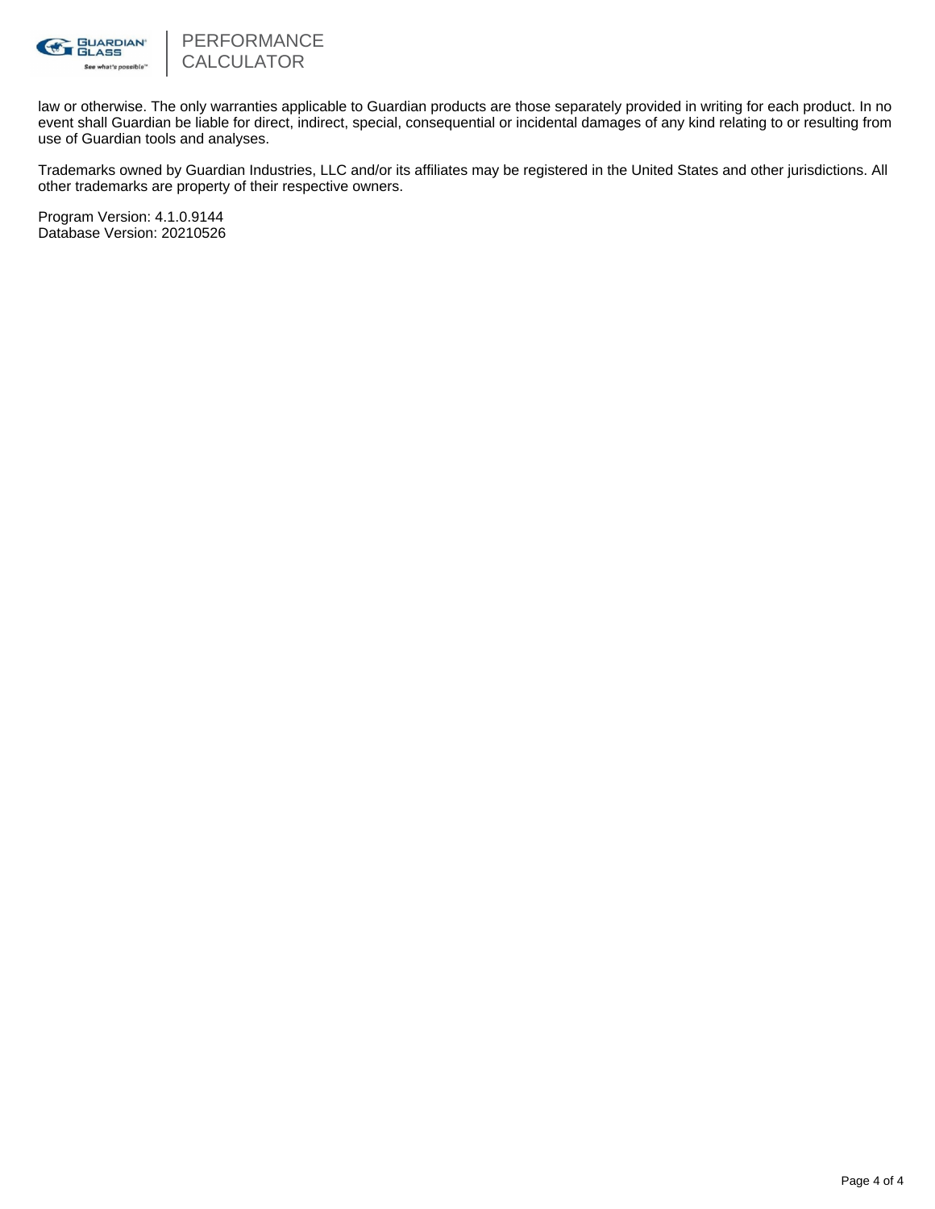law or otherwise. The only warranties applicable to Guardian products are those separately provided in writing for each product. In no event shall Guardian be liable for direct, indirect, special, consequential or incidental damages of any kind relating to or resulting from use of Guardian tools and analyses.

Trademarks owned by Guardian Industries, LLC and/or its affiliates may be registered in the United States and other jurisdictions. All other trademarks are property of their respective owners.

Program Version: 4.1.0.9144
Database Version: 20210526